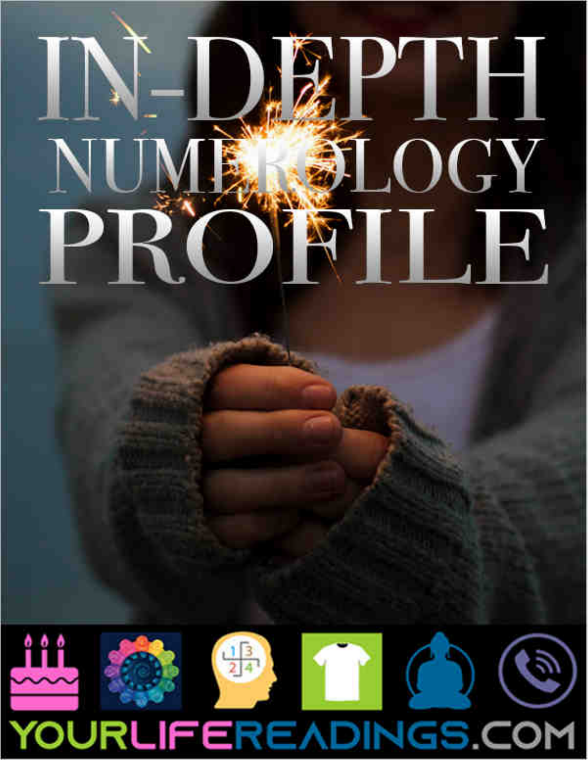# IN-DEPTH NUMEROLOGY PROFILE

YOURLIFEREADINGS.COM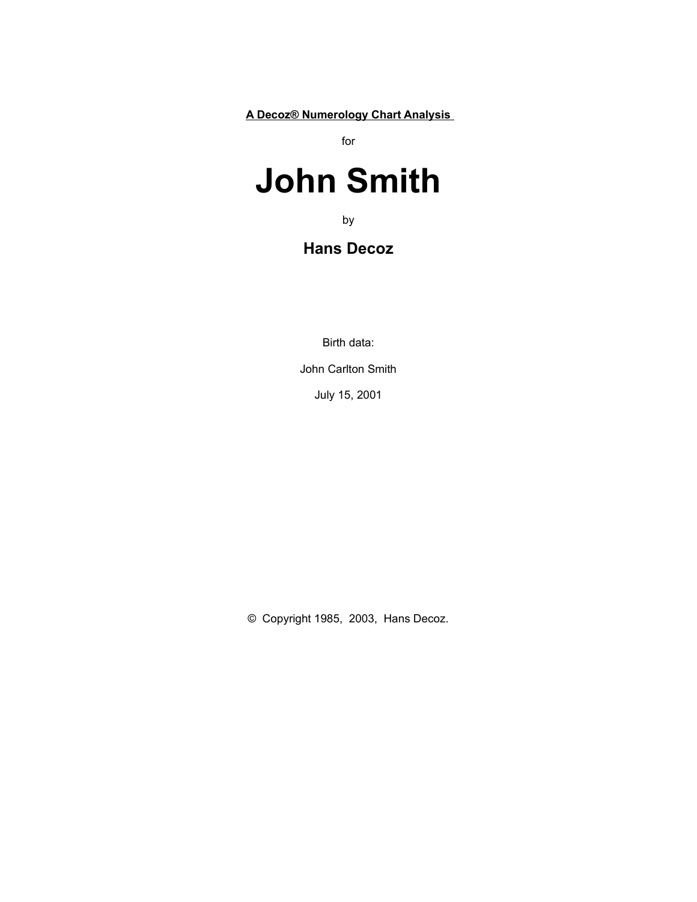**<u>A Decoz® Numerology Chart Analysis</u>**

for

# John Smith

by

## Hans Decoz

Birth data:

John Carlton Smith

July 15, 2001

© Copyright 1985, 2003, Hans Decoz.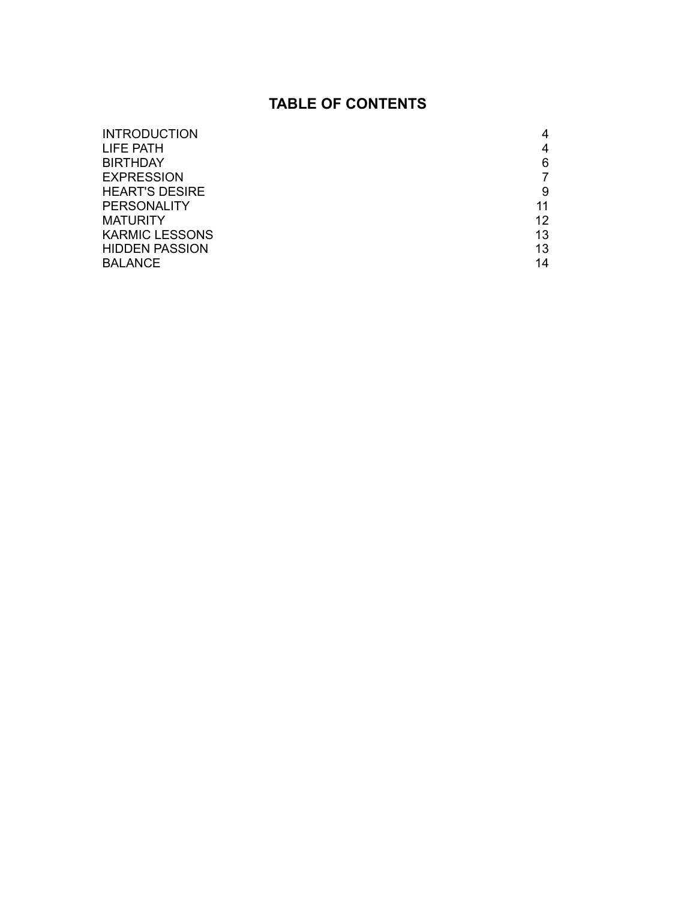# TABLE OF CONTENTS

| | |
|---|---|
| INTRODUCTION | 4 |
| LIFE PATH | 4 |
| BIRTHDAY | 6 |
| EXPRESSION | 7 |
| HEART'S DESIRE | 9 |
| PERSONALITY | 11 |
| MATURITY | 12 |
| KARMIC LESSONS | 13 |
| HIDDEN PASSION | 13 |
| BALANCE | 14 |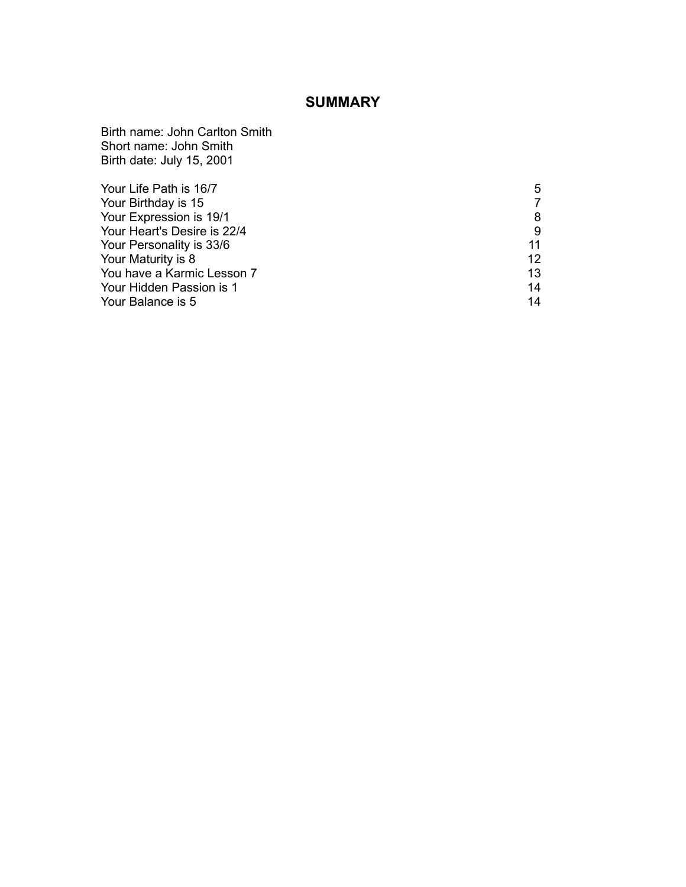# SUMMARY

Birth name: John Carlton Smith
Short name: John Smith
Birth date: July 15, 2001

| | |
|---|---|
| Your Life Path is 16/7 | 5 |
| Your Birthday is 15 | 7 |
| Your Expression is 19/1 | 8 |
| Your Heart's Desire is 22/4 | 9 |
| Your Personality is 33/6 | 11 |
| Your Maturity is 8 | 12 |
| You have a Karmic Lesson 7 | 13 |
| Your Hidden Passion is 1 | 14 |
| Your Balance is 5 | 14 |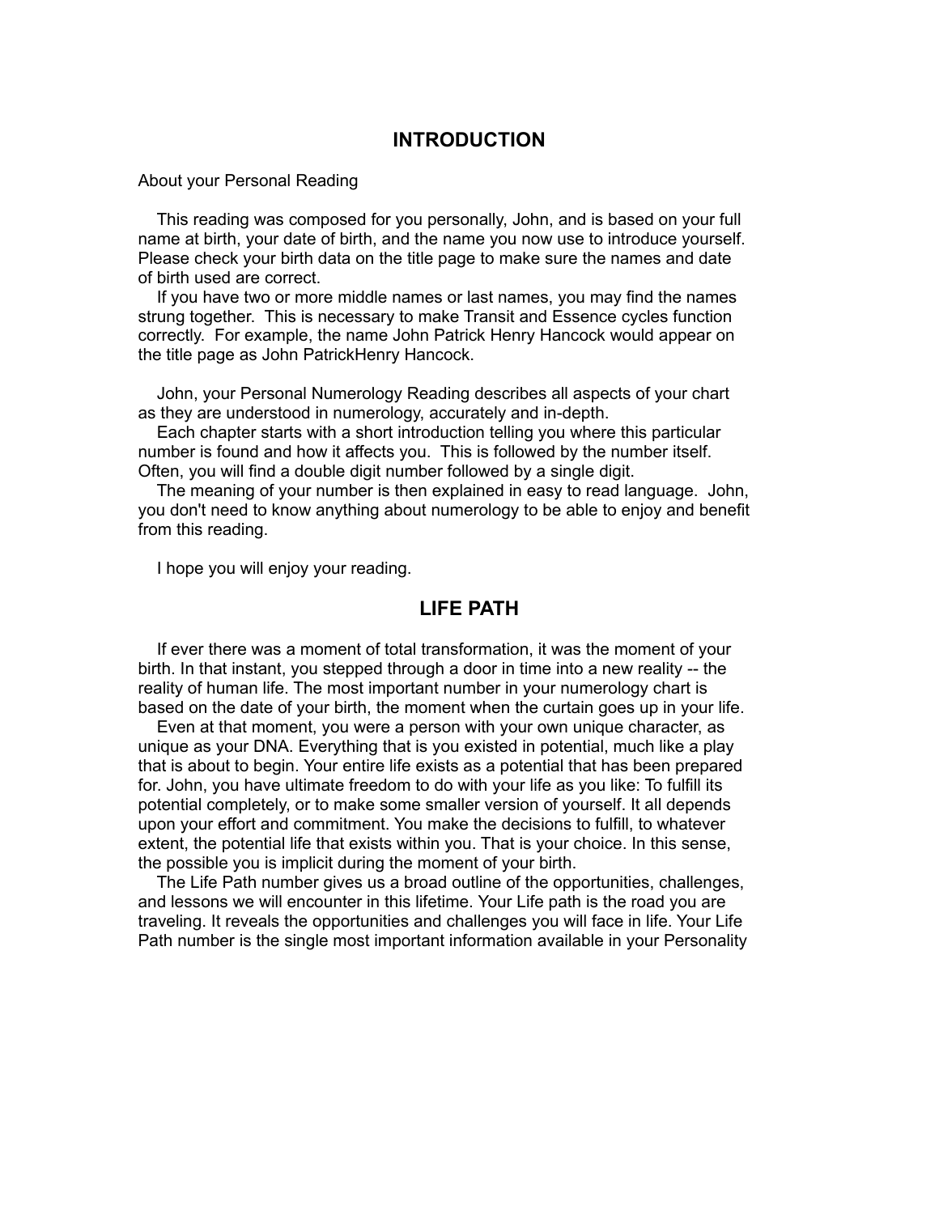# INTRODUCTION

About your Personal Reading

This reading was composed for you personally, John, and is based on your full name at birth, your date of birth, and the name you now use to introduce yourself. Please check your birth data on the title page to make sure the names and date of birth used are correct.

If you have two or more middle names or last names, you may find the names strung together. This is necessary to make Transit and Essence cycles function correctly. For example, the name John Patrick Henry Hancock would appear on the title page as John PatrickHenry Hancock.

John, your Personal Numerology Reading describes all aspects of your chart as they are understood in numerology, accurately and in-depth.

Each chapter starts with a short introduction telling you where this particular number is found and how it affects you. This is followed by the number itself. Often, you will find a double digit number followed by a single digit.

The meaning of your number is then explained in easy to read language. John, you don't need to know anything about numerology to be able to enjoy and benefit from this reading.

I hope you will enjoy your reading.

# LIFE PATH

If ever there was a moment of total transformation, it was the moment of your birth. In that instant, you stepped through a door in time into a new reality -- the reality of human life. The most important number in your numerology chart is based on the date of your birth, the moment when the curtain goes up in your life.

Even at that moment, you were a person with your own unique character, as unique as your DNA. Everything that is you existed in potential, much like a play that is about to begin. Your entire life exists as a potential that has been prepared for. John, you have ultimate freedom to do with your life as you like: To fulfill its potential completely, or to make some smaller version of yourself. It all depends upon your effort and commitment. You make the decisions to fulfill, to whatever extent, the potential life that exists within you. That is your choice. In this sense, the possible you is implicit during the moment of your birth.

The Life Path number gives us a broad outline of the opportunities, challenges, and lessons we will encounter in this lifetime. Your Life path is the road you are traveling. It reveals the opportunities and challenges you will face in life. Your Life Path number is the single most important information available in your Personality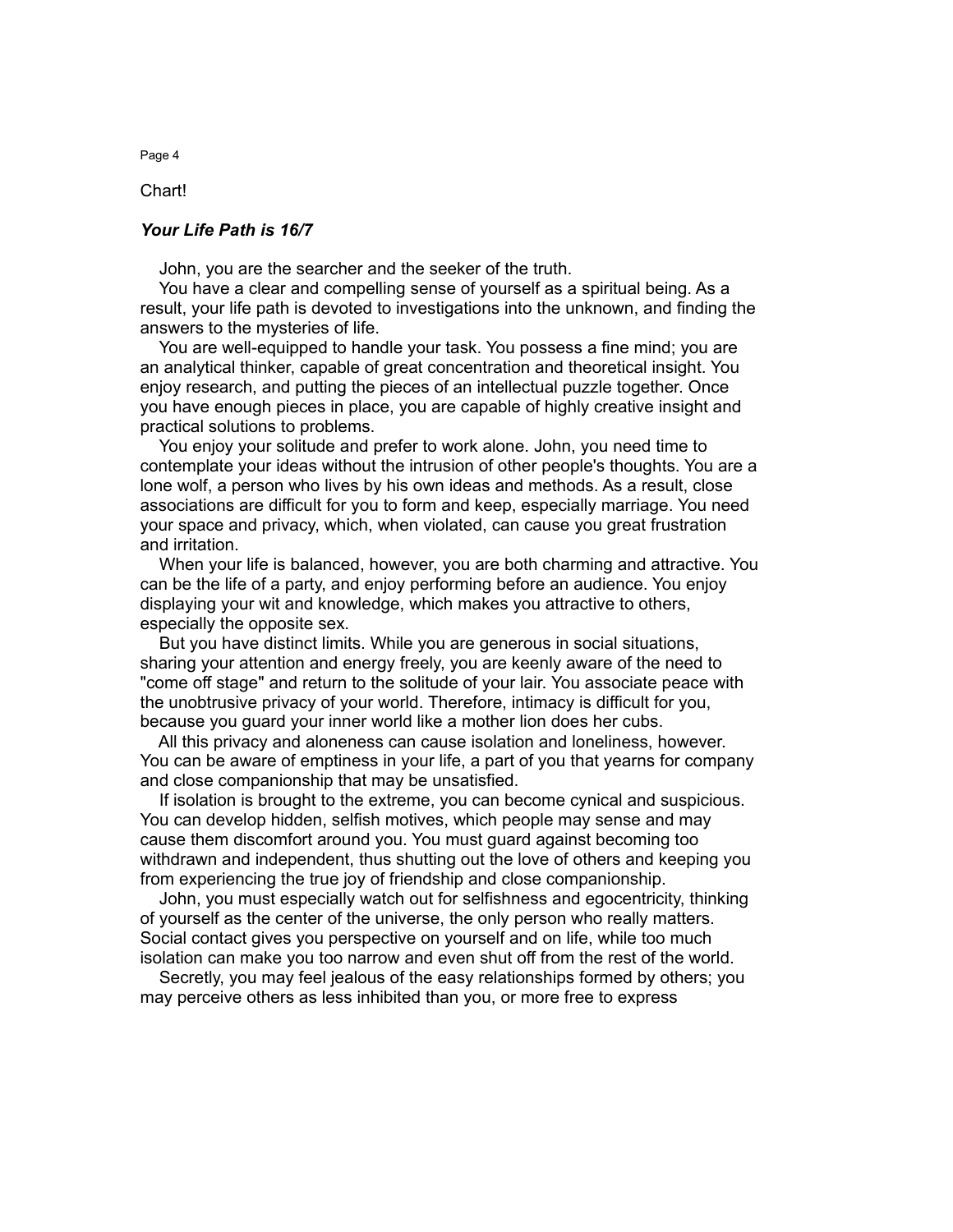Chart!

***Your Life Path is 16/7***

John, you are the searcher and the seeker of the truth.

You have a clear and compelling sense of yourself as a spiritual being. As a result, your life path is devoted to investigations into the unknown, and finding the answers to the mysteries of life.

You are well-equipped to handle your task. You possess a fine mind; you are an analytical thinker, capable of great concentration and theoretical insight. You enjoy research, and putting the pieces of an intellectual puzzle together. Once you have enough pieces in place, you are capable of highly creative insight and practical solutions to problems.

You enjoy your solitude and prefer to work alone. John, you need time to contemplate your ideas without the intrusion of other people's thoughts. You are a lone wolf, a person who lives by his own ideas and methods. As a result, close associations are difficult for you to form and keep, especially marriage. You need your space and privacy, which, when violated, can cause you great frustration and irritation.

When your life is balanced, however, you are both charming and attractive. You can be the life of a party, and enjoy performing before an audience. You enjoy displaying your wit and knowledge, which makes you attractive to others, especially the opposite sex.

But you have distinct limits. While you are generous in social situations, sharing your attention and energy freely, you are keenly aware of the need to "come off stage" and return to the solitude of your lair. You associate peace with the unobtrusive privacy of your world. Therefore, intimacy is difficult for you, because you guard your inner world like a mother lion does her cubs.

All this privacy and aloneness can cause isolation and loneliness, however. You can be aware of emptiness in your life, a part of you that yearns for company and close companionship that may be unsatisfied.

If isolation is brought to the extreme, you can become cynical and suspicious. You can develop hidden, selfish motives, which people may sense and may cause them discomfort around you. You must guard against becoming too withdrawn and independent, thus shutting out the love of others and keeping you from experiencing the true joy of friendship and close companionship.

John, you must especially watch out for selfishness and egocentricity, thinking of yourself as the center of the universe, the only person who really matters. Social contact gives you perspective on yourself and on life, while too much isolation can make you too narrow and even shut off from the rest of the world.

Secretly, you may feel jealous of the easy relationships formed by others; you may perceive others as less inhibited than you, or more free to express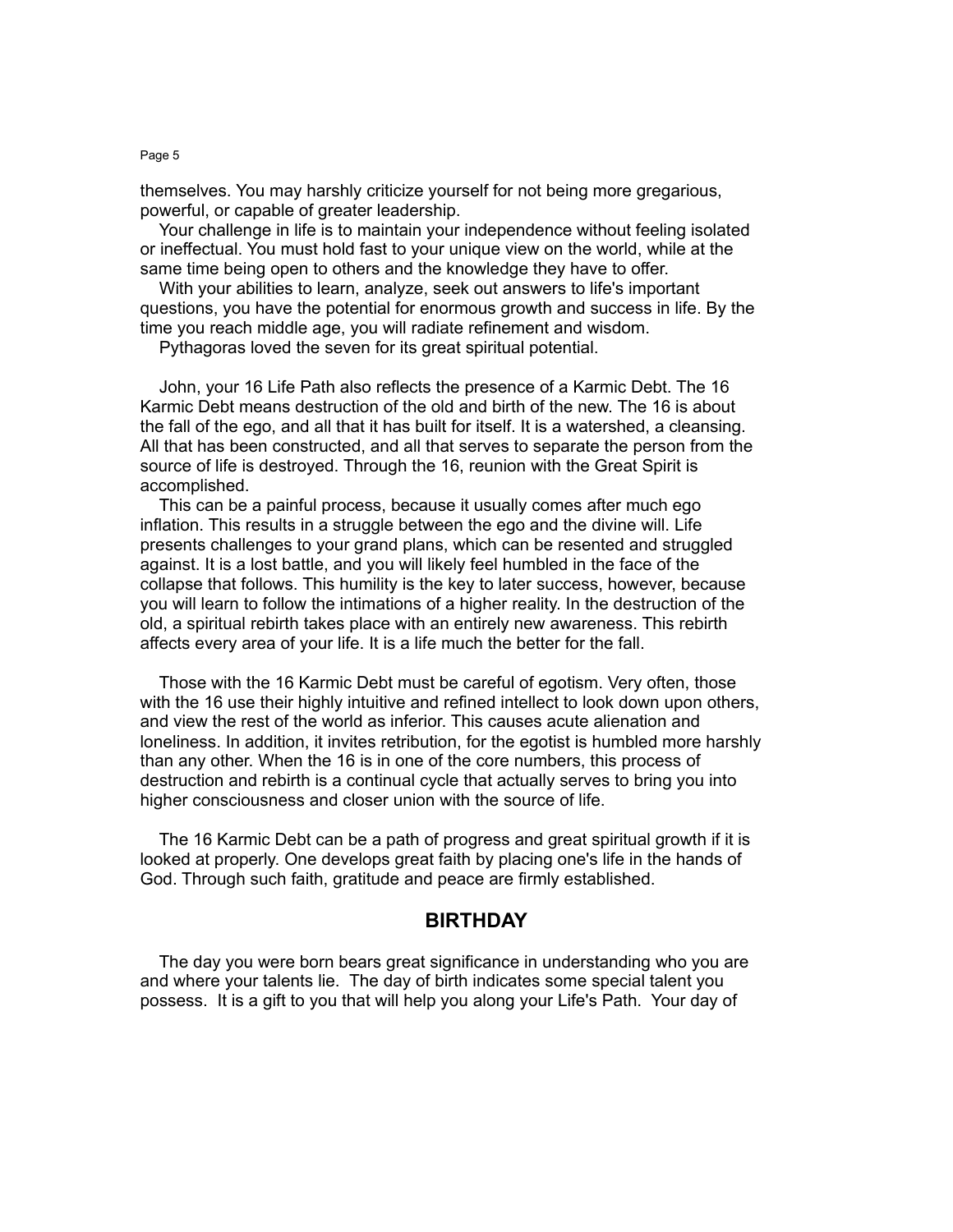themselves. You may harshly criticize yourself for not being more gregarious, powerful, or capable of greater leadership.

Your challenge in life is to maintain your independence without feeling isolated or ineffectual. You must hold fast to your unique view on the world, while at the same time being open to others and the knowledge they have to offer.

With your abilities to learn, analyze, seek out answers to life's important questions, you have the potential for enormous growth and success in life. By the time you reach middle age, you will radiate refinement and wisdom.

Pythagoras loved the seven for its great spiritual potential.

John, your 16 Life Path also reflects the presence of a Karmic Debt. The 16 Karmic Debt means destruction of the old and birth of the new. The 16 is about the fall of the ego, and all that it has built for itself. It is a watershed, a cleansing. All that has been constructed, and all that serves to separate the person from the source of life is destroyed. Through the 16, reunion with the Great Spirit is accomplished.

This can be a painful process, because it usually comes after much ego inflation. This results in a struggle between the ego and the divine will. Life presents challenges to your grand plans, which can be resented and struggled against. It is a lost battle, and you will likely feel humbled in the face of the collapse that follows. This humility is the key to later success, however, because you will learn to follow the intimations of a higher reality. In the destruction of the old, a spiritual rebirth takes place with an entirely new awareness. This rebirth affects every area of your life. It is a life much the better for the fall.

Those with the 16 Karmic Debt must be careful of egotism. Very often, those with the 16 use their highly intuitive and refined intellect to look down upon others, and view the rest of the world as inferior. This causes acute alienation and loneliness. In addition, it invites retribution, for the egotist is humbled more harshly than any other. When the 16 is in one of the core numbers, this process of destruction and rebirth is a continual cycle that actually serves to bring you into higher consciousness and closer union with the source of life.

The 16 Karmic Debt can be a path of progress and great spiritual growth if it is looked at properly. One develops great faith by placing one's life in the hands of God. Through such faith, gratitude and peace are firmly established.

## BIRTHDAY

The day you were born bears great significance in understanding who you are and where your talents lie. The day of birth indicates some special talent you possess. It is a gift to you that will help you along your Life's Path. Your day of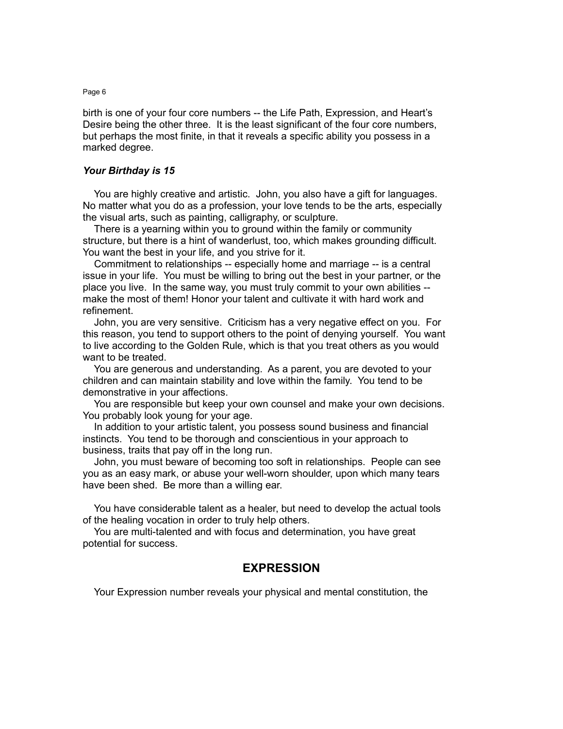birth is one of your four core numbers -- the Life Path, Expression, and Heart's Desire being the other three. It is the least significant of the four core numbers, but perhaps the most finite, in that it reveals a specific ability you possess in a marked degree.

***Your Birthday is 15***

You are highly creative and artistic. John, you also have a gift for languages. No matter what you do as a profession, your love tends to be the arts, especially the visual arts, such as painting, calligraphy, or sculpture.

There is a yearning within you to ground within the family or community structure, but there is a hint of wanderlust, too, which makes grounding difficult. You want the best in your life, and you strive for it.

Commitment to relationships -- especially home and marriage -- is a central issue in your life. You must be willing to bring out the best in your partner, or the place you live. In the same way, you must truly commit to your own abilities -- make the most of them! Honor your talent and cultivate it with hard work and refinement.

John, you are very sensitive. Criticism has a very negative effect on you. For this reason, you tend to support others to the point of denying yourself. You want to live according to the Golden Rule, which is that you treat others as you would want to be treated.

You are generous and understanding. As a parent, you are devoted to your children and can maintain stability and love within the family. You tend to be demonstrative in your affections.

You are responsible but keep your own counsel and make your own decisions. You probably look young for your age.

In addition to your artistic talent, you possess sound business and financial instincts. You tend to be thorough and conscientious in your approach to business, traits that pay off in the long run.

John, you must beware of becoming too soft in relationships. People can see you as an easy mark, or abuse your well-worn shoulder, upon which many tears have been shed. Be more than a willing ear.

You have considerable talent as a healer, but need to develop the actual tools of the healing vocation in order to truly help others.

You are multi-talented and with focus and determination, you have great potential for success.

## EXPRESSION

Your Expression number reveals your physical and mental constitution, the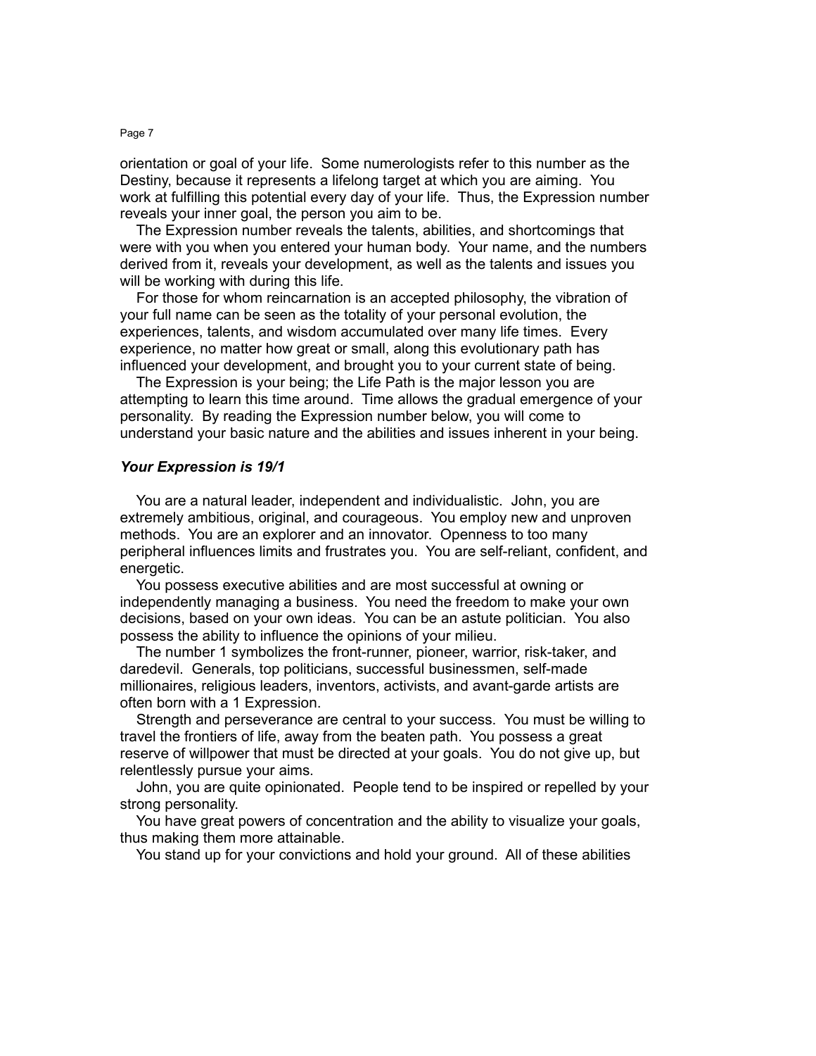orientation or goal of your life. Some numerologists refer to this number as the Destiny, because it represents a lifelong target at which you are aiming. You work at fulfilling this potential every day of your life. Thus, the Expression number reveals your inner goal, the person you aim to be.

The Expression number reveals the talents, abilities, and shortcomings that were with you when you entered your human body. Your name, and the numbers derived from it, reveals your development, as well as the talents and issues you will be working with during this life.

For those for whom reincarnation is an accepted philosophy, the vibration of your full name can be seen as the totality of your personal evolution, the experiences, talents, and wisdom accumulated over many life times. Every experience, no matter how great or small, along this evolutionary path has influenced your development, and brought you to your current state of being.

The Expression is your being; the Life Path is the major lesson you are attempting to learn this time around. Time allows the gradual emergence of your personality. By reading the Expression number below, you will come to understand your basic nature and the abilities and issues inherent in your being.

***Your Expression is 19/1***

You are a natural leader, independent and individualistic. John, you are extremely ambitious, original, and courageous. You employ new and unproven methods. You are an explorer and an innovator. Openness to too many peripheral influences limits and frustrates you. You are self-reliant, confident, and energetic.

You possess executive abilities and are most successful at owning or independently managing a business. You need the freedom to make your own decisions, based on your own ideas. You can be an astute politician. You also possess the ability to influence the opinions of your milieu.

The number 1 symbolizes the front-runner, pioneer, warrior, risk-taker, and daredevil. Generals, top politicians, successful businessmen, self-made millionaires, religious leaders, inventors, activists, and avant-garde artists are often born with a 1 Expression.

Strength and perseverance are central to your success. You must be willing to travel the frontiers of life, away from the beaten path. You possess a great reserve of willpower that must be directed at your goals. You do not give up, but relentlessly pursue your aims.

John, you are quite opinionated. People tend to be inspired or repelled by your strong personality.

You have great powers of concentration and the ability to visualize your goals, thus making them more attainable.

You stand up for your convictions and hold your ground. All of these abilities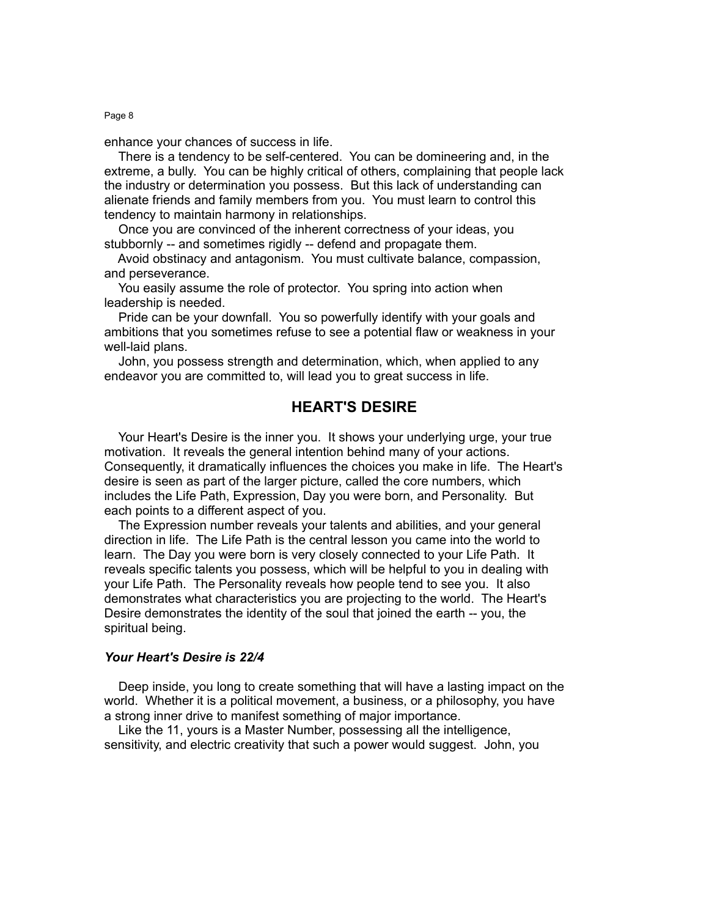enhance your chances of success in life.

There is a tendency to be self-centered. You can be domineering and, in the extreme, a bully. You can be highly critical of others, complaining that people lack the industry or determination you possess. But this lack of understanding can alienate friends and family members from you. You must learn to control this tendency to maintain harmony in relationships.

Once you are convinced of the inherent correctness of your ideas, you stubbornly -- and sometimes rigidly -- defend and propagate them.

Avoid obstinacy and antagonism. You must cultivate balance, compassion, and perseverance.

You easily assume the role of protector. You spring into action when leadership is needed.

Pride can be your downfall. You so powerfully identify with your goals and ambitions that you sometimes refuse to see a potential flaw or weakness in your well-laid plans.

John, you possess strength and determination, which, when applied to any endeavor you are committed to, will lead you to great success in life.

## HEART'S DESIRE

Your Heart's Desire is the inner you. It shows your underlying urge, your true motivation. It reveals the general intention behind many of your actions. Consequently, it dramatically influences the choices you make in life. The Heart's desire is seen as part of the larger picture, called the core numbers, which includes the Life Path, Expression, Day you were born, and Personality. But each points to a different aspect of you.

The Expression number reveals your talents and abilities, and your general direction in life. The Life Path is the central lesson you came into the world to learn. The Day you were born is very closely connected to your Life Path. It reveals specific talents you possess, which will be helpful to you in dealing with your Life Path. The Personality reveals how people tend to see you. It also demonstrates what characteristics you are projecting to the world. The Heart's Desire demonstrates the identity of the soul that joined the earth -- you, the spiritual being.

***Your Heart's Desire is 22/4***

Deep inside, you long to create something that will have a lasting impact on the world. Whether it is a political movement, a business, or a philosophy, you have a strong inner drive to manifest something of major importance.

Like the 11, yours is a Master Number, possessing all the intelligence, sensitivity, and electric creativity that such a power would suggest. John, you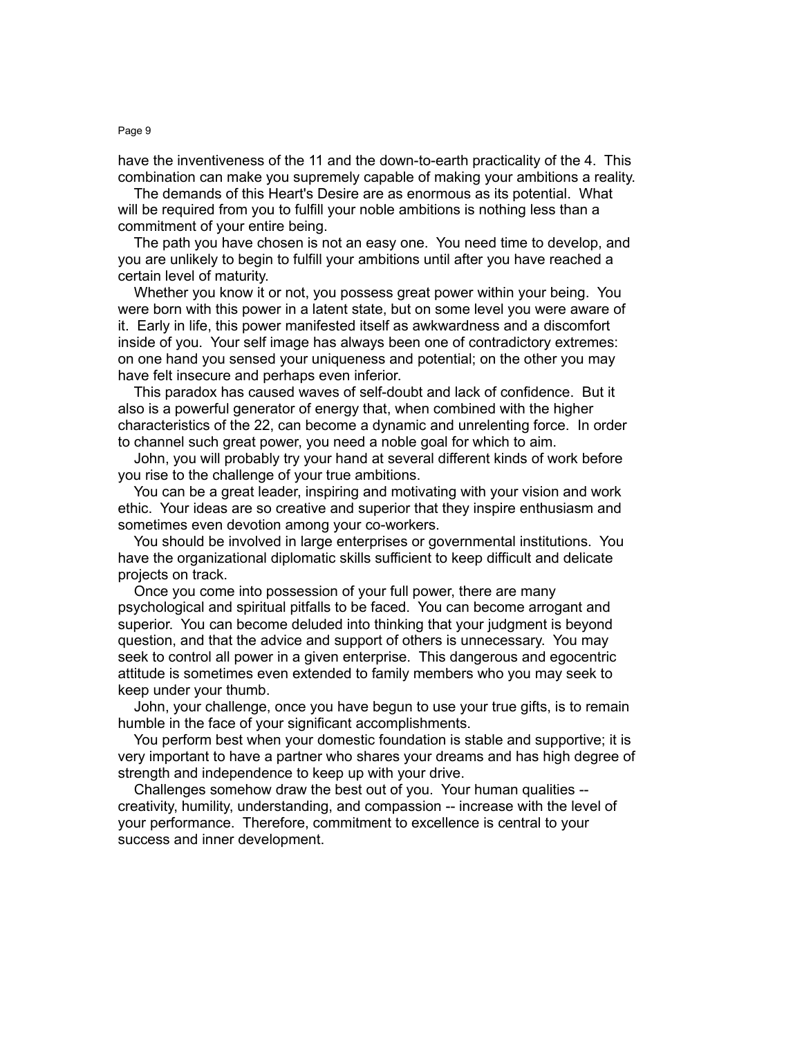have the inventiveness of the 11 and the down-to-earth practicality of the 4. This combination can make you supremely capable of making your ambitions a reality.

The demands of this Heart's Desire are as enormous as its potential. What will be required from you to fulfill your noble ambitions is nothing less than a commitment of your entire being.

The path you have chosen is not an easy one. You need time to develop, and you are unlikely to begin to fulfill your ambitions until after you have reached a certain level of maturity.

Whether you know it or not, you possess great power within your being. You were born with this power in a latent state, but on some level you were aware of it. Early in life, this power manifested itself as awkwardness and a discomfort inside of you. Your self image has always been one of contradictory extremes: on one hand you sensed your uniqueness and potential; on the other you may have felt insecure and perhaps even inferior.

This paradox has caused waves of self-doubt and lack of confidence. But it also is a powerful generator of energy that, when combined with the higher characteristics of the 22, can become a dynamic and unrelenting force. In order to channel such great power, you need a noble goal for which to aim.

John, you will probably try your hand at several different kinds of work before you rise to the challenge of your true ambitions.

You can be a great leader, inspiring and motivating with your vision and work ethic. Your ideas are so creative and superior that they inspire enthusiasm and sometimes even devotion among your co-workers.

You should be involved in large enterprises or governmental institutions. You have the organizational diplomatic skills sufficient to keep difficult and delicate projects on track.

Once you come into possession of your full power, there are many psychological and spiritual pitfalls to be faced. You can become arrogant and superior. You can become deluded into thinking that your judgment is beyond question, and that the advice and support of others is unnecessary. You may seek to control all power in a given enterprise. This dangerous and egocentric attitude is sometimes even extended to family members who you may seek to keep under your thumb.

John, your challenge, once you have begun to use your true gifts, is to remain humble in the face of your significant accomplishments.

You perform best when your domestic foundation is stable and supportive; it is very important to have a partner who shares your dreams and has high degree of strength and independence to keep up with your drive.

Challenges somehow draw the best out of you. Your human qualities -- creativity, humility, understanding, and compassion -- increase with the level of your performance. Therefore, commitment to excellence is central to your success and inner development.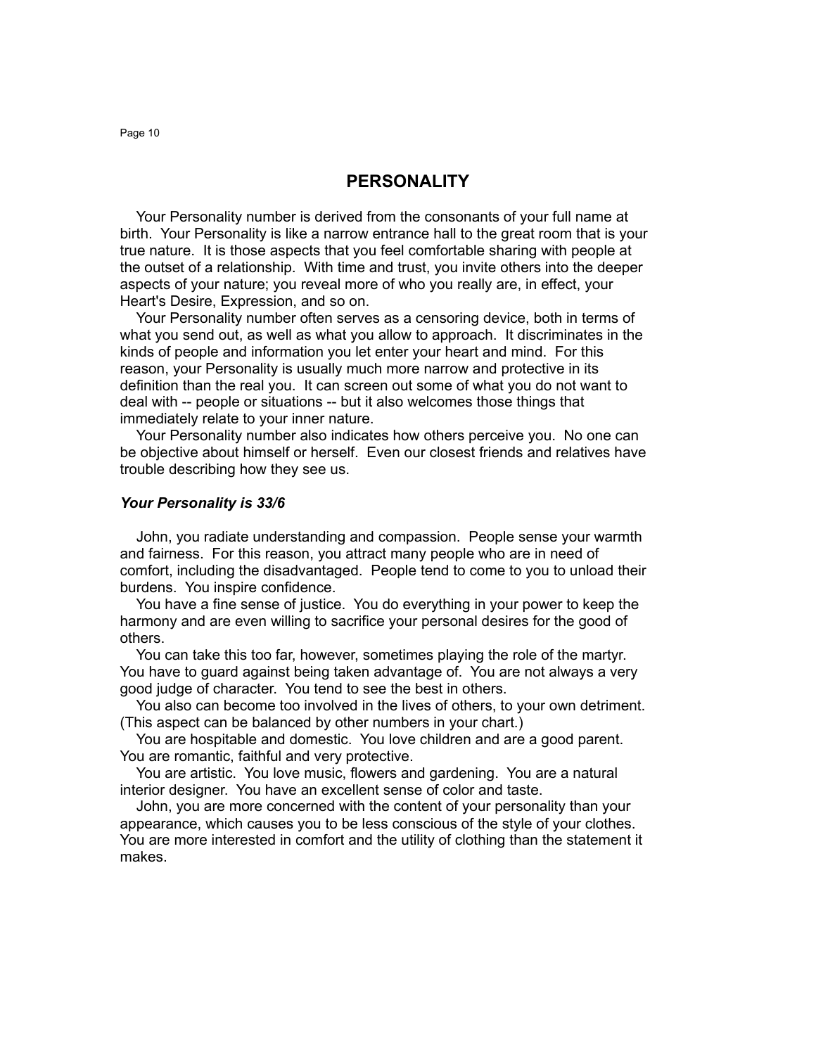# PERSONALITY

Your Personality number is derived from the consonants of your full name at birth. Your Personality is like a narrow entrance hall to the great room that is your true nature. It is those aspects that you feel comfortable sharing with people at the outset of a relationship. With time and trust, you invite others into the deeper aspects of your nature; you reveal more of who you really are, in effect, your Heart's Desire, Expression, and so on.

Your Personality number often serves as a censoring device, both in terms of what you send out, as well as what you allow to approach. It discriminates in the kinds of people and information you let enter your heart and mind. For this reason, your Personality is usually much more narrow and protective in its definition than the real you. It can screen out some of what you do not want to deal with -- people or situations -- but it also welcomes those things that immediately relate to your inner nature.

Your Personality number also indicates how others perceive you. No one can be objective about himself or herself. Even our closest friends and relatives have trouble describing how they see us.

***Your Personality is 33/6***

John, you radiate understanding and compassion. People sense your warmth and fairness. For this reason, you attract many people who are in need of comfort, including the disadvantaged. People tend to come to you to unload their burdens. You inspire confidence.

You have a fine sense of justice. You do everything in your power to keep the harmony and are even willing to sacrifice your personal desires for the good of others.

You can take this too far, however, sometimes playing the role of the martyr. You have to guard against being taken advantage of. You are not always a very good judge of character. You tend to see the best in others.

You also can become too involved in the lives of others, to your own detriment. (This aspect can be balanced by other numbers in your chart.)

You are hospitable and domestic. You love children and are a good parent. You are romantic, faithful and very protective.

You are artistic. You love music, flowers and gardening. You are a natural interior designer. You have an excellent sense of color and taste.

John, you are more concerned with the content of your personality than your appearance, which causes you to be less conscious of the style of your clothes. You are more interested in comfort and the utility of clothing than the statement it makes.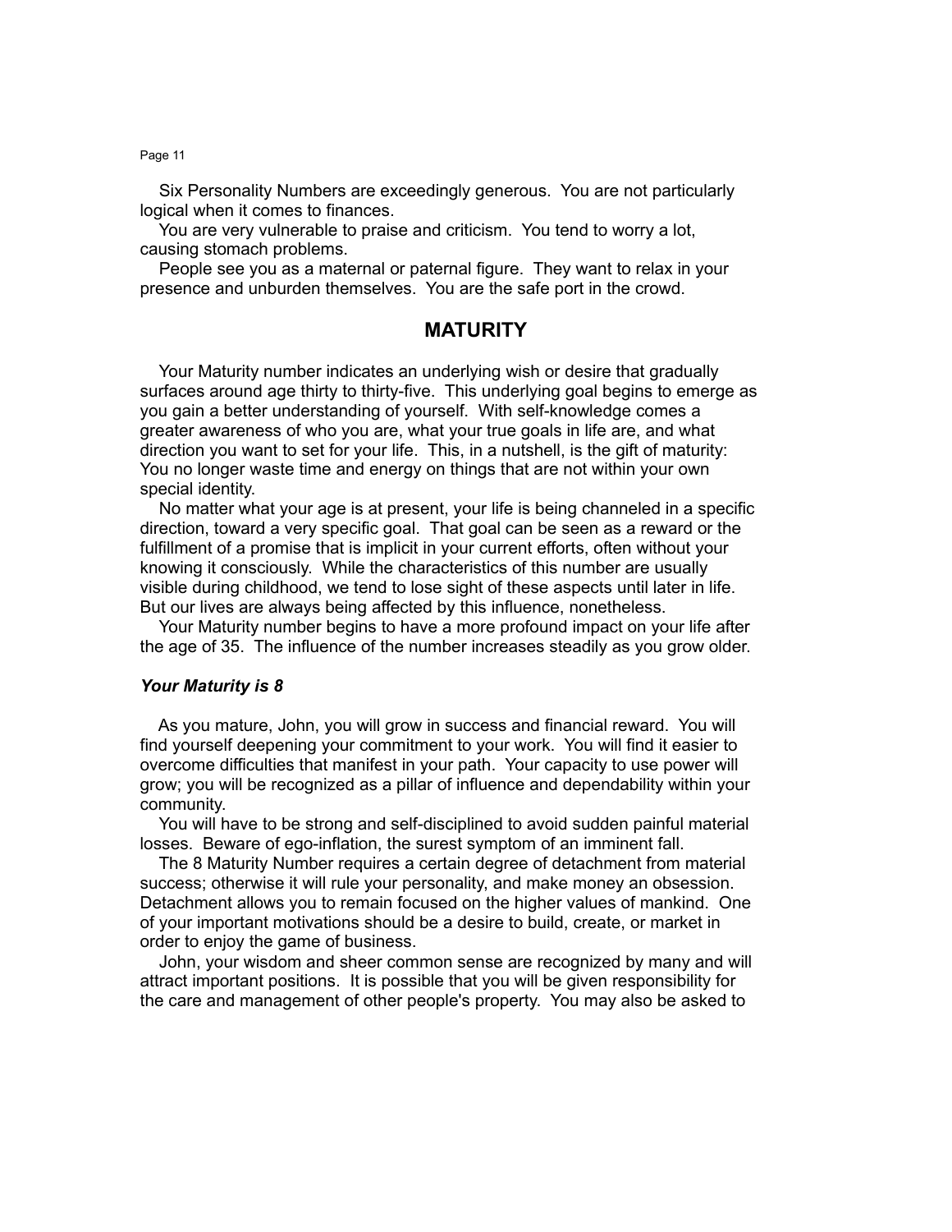Six Personality Numbers are exceedingly generous. You are not particularly logical when it comes to finances.

You are very vulnerable to praise and criticism. You tend to worry a lot, causing stomach problems.

People see you as a maternal or paternal figure. They want to relax in your presence and unburden themselves. You are the safe port in the crowd.

## MATURITY

Your Maturity number indicates an underlying wish or desire that gradually surfaces around age thirty to thirty-five. This underlying goal begins to emerge as you gain a better understanding of yourself. With self-knowledge comes a greater awareness of who you are, what your true goals in life are, and what direction you want to set for your life. This, in a nutshell, is the gift of maturity: You no longer waste time and energy on things that are not within your own special identity.

No matter what your age is at present, your life is being channeled in a specific direction, toward a very specific goal. That goal can be seen as a reward or the fulfillment of a promise that is implicit in your current efforts, often without your knowing it consciously. While the characteristics of this number are usually visible during childhood, we tend to lose sight of these aspects until later in life. But our lives are always being affected by this influence, nonetheless.

Your Maturity number begins to have a more profound impact on your life after the age of 35. The influence of the number increases steadily as you grow older.

***Your Maturity is 8***

As you mature, John, you will grow in success and financial reward. You will find yourself deepening your commitment to your work. You will find it easier to overcome difficulties that manifest in your path. Your capacity to use power will grow; you will be recognized as a pillar of influence and dependability within your community.

You will have to be strong and self-disciplined to avoid sudden painful material losses. Beware of ego-inflation, the surest symptom of an imminent fall.

The 8 Maturity Number requires a certain degree of detachment from material success; otherwise it will rule your personality, and make money an obsession. Detachment allows you to remain focused on the higher values of mankind. One of your important motivations should be a desire to build, create, or market in order to enjoy the game of business.

John, your wisdom and sheer common sense are recognized by many and will attract important positions. It is possible that you will be given responsibility for the care and management of other people's property. You may also be asked to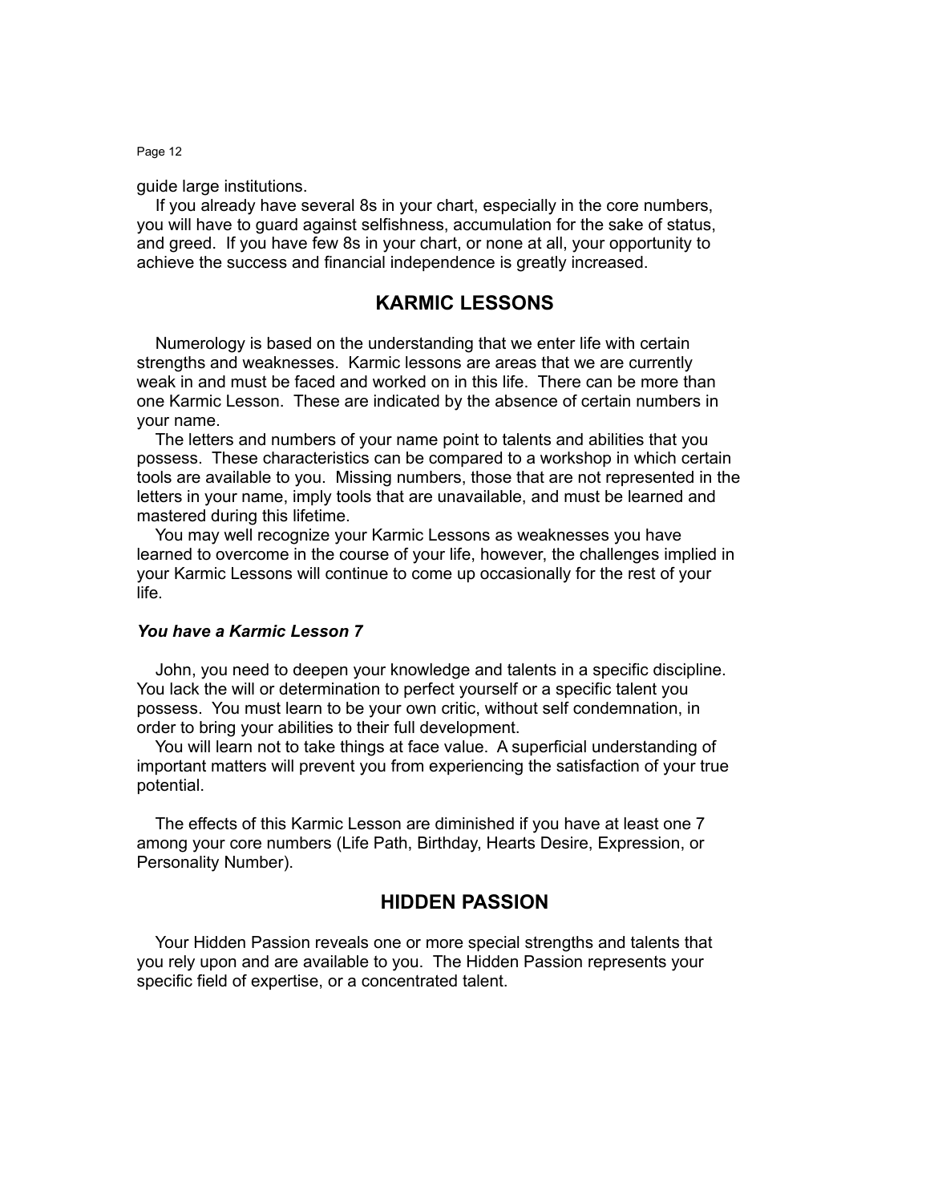guide large institutions.

If you already have several 8s in your chart, especially in the core numbers, you will have to guard against selfishness, accumulation for the sake of status, and greed. If you have few 8s in your chart, or none at all, your opportunity to achieve the success and financial independence is greatly increased.

## KARMIC LESSONS

Numerology is based on the understanding that we enter life with certain strengths and weaknesses. Karmic lessons are areas that we are currently weak in and must be faced and worked on in this life. There can be more than one Karmic Lesson. These are indicated by the absence of certain numbers in your name.

The letters and numbers of your name point to talents and abilities that you possess. These characteristics can be compared to a workshop in which certain tools are available to you. Missing numbers, those that are not represented in the letters in your name, imply tools that are unavailable, and must be learned and mastered during this lifetime.

You may well recognize your Karmic Lessons as weaknesses you have learned to overcome in the course of your life, however, the challenges implied in your Karmic Lessons will continue to come up occasionally for the rest of your life.

***You have a Karmic Lesson 7***

John, you need to deepen your knowledge and talents in a specific discipline. You lack the will or determination to perfect yourself or a specific talent you possess. You must learn to be your own critic, without self condemnation, in order to bring your abilities to their full development.

You will learn not to take things at face value. A superficial understanding of important matters will prevent you from experiencing the satisfaction of your true potential.

The effects of this Karmic Lesson are diminished if you have at least one 7 among your core numbers (Life Path, Birthday, Hearts Desire, Expression, or Personality Number).

## HIDDEN PASSION

Your Hidden Passion reveals one or more special strengths and talents that you rely upon and are available to you. The Hidden Passion represents your specific field of expertise, or a concentrated talent.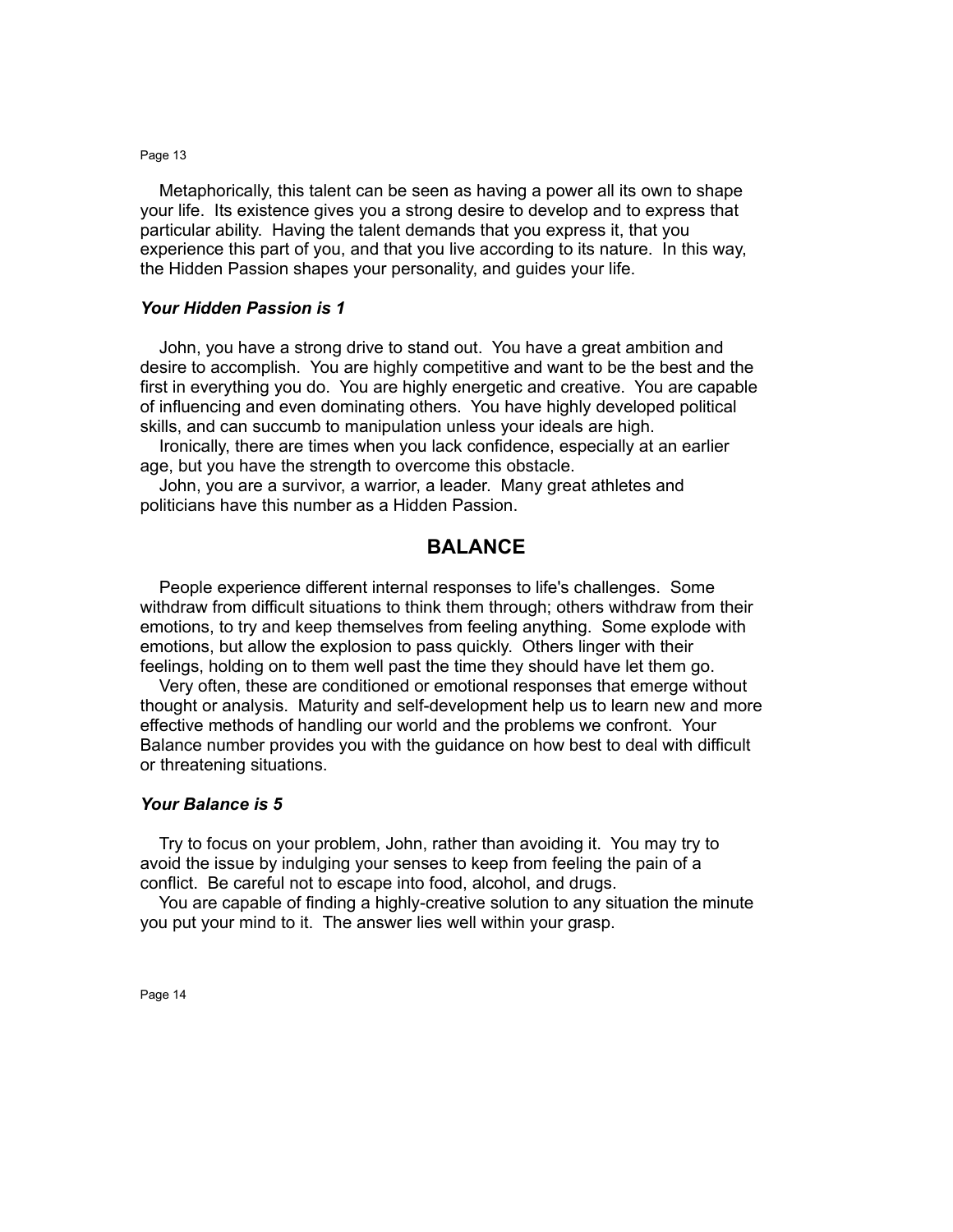Metaphorically, this talent can be seen as having a power all its own to shape your life. Its existence gives you a strong desire to develop and to express that particular ability. Having the talent demands that you express it, that you experience this part of you, and that you live according to its nature. In this way, the Hidden Passion shapes your personality, and guides your life.

### *Your Hidden Passion is 1*

John, you have a strong drive to stand out. You have a great ambition and desire to accomplish. You are highly competitive and want to be the best and the first in everything you do. You are highly energetic and creative. You are capable of influencing and even dominating others. You have highly developed political skills, and can succumb to manipulation unless your ideals are high.

Ironically, there are times when you lack confidence, especially at an earlier age, but you have the strength to overcome this obstacle.

John, you are a survivor, a warrior, a leader. Many great athletes and politicians have this number as a Hidden Passion.

## BALANCE

People experience different internal responses to life's challenges. Some withdraw from difficult situations to think them through; others withdraw from their emotions, to try and keep themselves from feeling anything. Some explode with emotions, but allow the explosion to pass quickly. Others linger with their feelings, holding on to them well past the time they should have let them go.

Very often, these are conditioned or emotional responses that emerge without thought or analysis. Maturity and self-development help us to learn new and more effective methods of handling our world and the problems we confront. Your Balance number provides you with the guidance on how best to deal with difficult or threatening situations.

### *Your Balance is 5*

Try to focus on your problem, John, rather than avoiding it. You may try to avoid the issue by indulging your senses to keep from feeling the pain of a conflict. Be careful not to escape into food, alcohol, and drugs.

You are capable of finding a highly-creative solution to any situation the minute you put your mind to it. The answer lies well within your grasp.